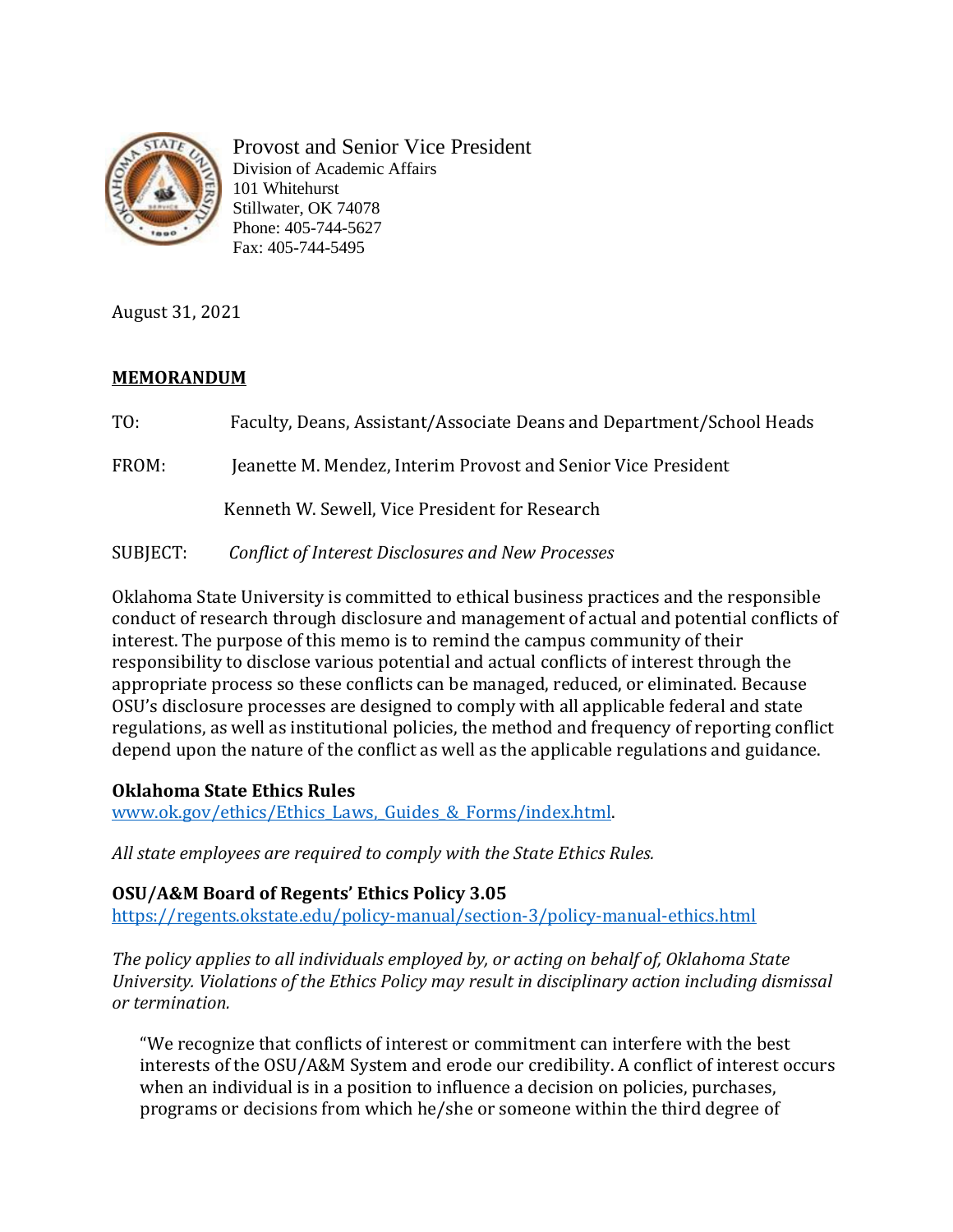Provost and Senior Vice President
Division of Academic Affairs
101 Whitehurst
Stillwater, OK 74078
Phone: 405-744-5627
Fax: 405-744-5495

August 31, 2021

**MEMORANDUM**

TO: Faculty, Deans, Assistant/Associate Deans and Department/School Heads

FROM: Jeanette M. Mendez, Interim Provost and Senior Vice President

Kenneth W. Sewell, Vice President for Research

SUBJECT: *Conflict of Interest Disclosures and New Processes*

Oklahoma State University is committed to ethical business practices and the responsible conduct of research through disclosure and management of actual and potential conflicts of interest. The purpose of this memo is to remind the campus community of their responsibility to disclose various potential and actual conflicts of interest through the appropriate process so these conflicts can be managed, reduced, or eliminated. Because OSU's disclosure processes are designed to comply with all applicable federal and state regulations, as well as institutional policies, the method and frequency of reporting conflict depend upon the nature of the conflict as well as the applicable regulations and guidance.

**Oklahoma State Ethics Rules**
[www.ok.gov/ethics/Ethics_Laws,_Guides_&_Forms/index.html](www.ok.gov/ethics/Ethics_Laws,_Guides_&_Forms/index.html).

*All state employees are required to comply with the State Ethics Rules.*

**OSU/A&M Board of Regents' Ethics Policy 3.05**
[https://regents.okstate.edu/policy-manual/section-3/policy-manual-ethics.html](https://regents.okstate.edu/policy-manual/section-3/policy-manual-ethics.html)

*The policy applies to all individuals employed by, or acting on behalf of, Oklahoma State University. Violations of the Ethics Policy may result in disciplinary action including dismissal or termination.*

> "We recognize that conflicts of interest or commitment can interfere with the best interests of the OSU/A&M System and erode our credibility. A conflict of interest occurs when an individual is in a position to influence a decision on policies, purchases, programs or decisions from which he/she or someone within the third degree of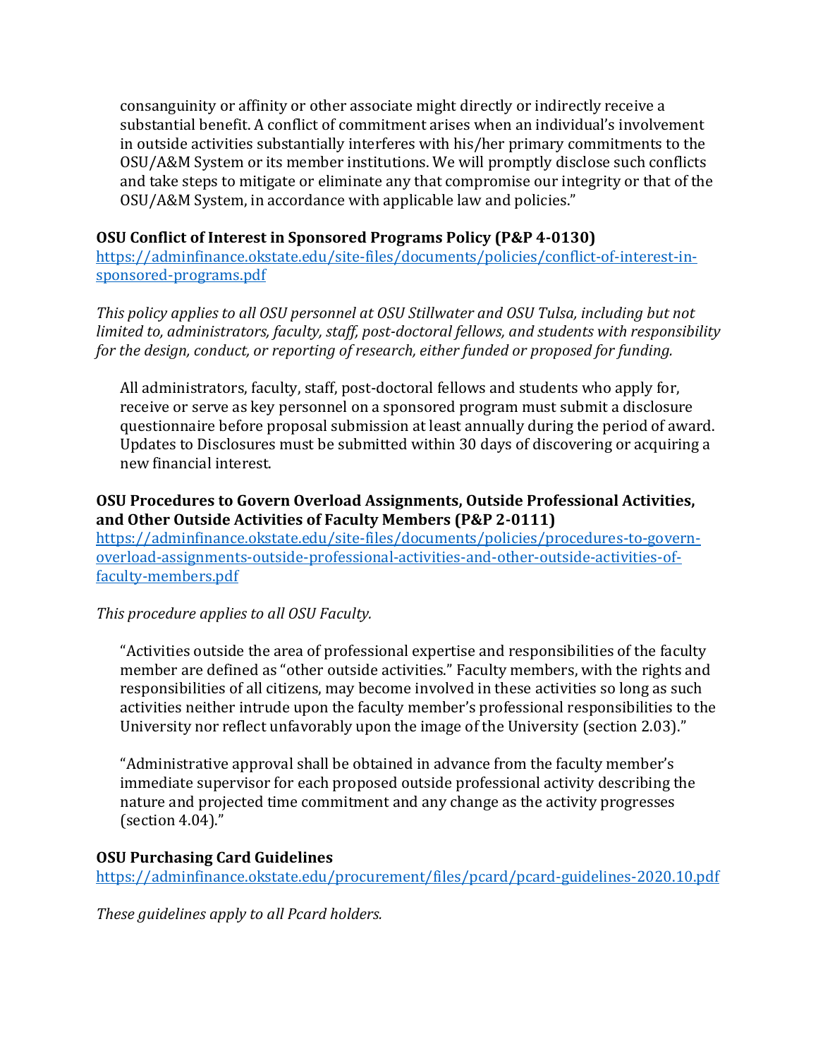> consanguinity or affinity or other associate might directly or indirectly receive a substantial benefit. A conflict of commitment arises when an individual's involvement in outside activities substantially interferes with his/her primary commitments to the OSU/A&M System or its member institutions. We will promptly disclose such conflicts and take steps to mitigate or eliminate any that compromise our integrity or that of the OSU/A&M System, in accordance with applicable law and policies."

**OSU Conflict of Interest in Sponsored Programs Policy (P&P 4-0130)**
[https://adminfinance.okstate.edu/site-files/documents/policies/conflict-of-interest-in-sponsored-programs.pdf](https://adminfinance.okstate.edu/site-files/documents/policies/conflict-of-interest-in-sponsored-programs.pdf)

*This policy applies to all OSU personnel at OSU Stillwater and OSU Tulsa, including but not limited to, administrators, faculty, staff, post-doctoral fellows, and students with responsibility for the design, conduct, or reporting of research, either funded or proposed for funding.*

> All administrators, faculty, staff, post-doctoral fellows and students who apply for, receive or serve as key personnel on a sponsored program must submit a disclosure questionnaire before proposal submission at least annually during the period of award. Updates to Disclosures must be submitted within 30 days of discovering or acquiring a new financial interest.

**OSU Procedures to Govern Overload Assignments, Outside Professional Activities, and Other Outside Activities of Faculty Members (P&P 2-0111)**
[https://adminfinance.okstate.edu/site-files/documents/policies/procedures-to-govern-overload-assignments-outside-professional-activities-and-other-outside-activities-of-faculty-members.pdf](https://adminfinance.okstate.edu/site-files/documents/policies/procedures-to-govern-overload-assignments-outside-professional-activities-and-other-outside-activities-of-faculty-members.pdf)

*This procedure applies to all OSU Faculty.*

> "Activities outside the area of professional expertise and responsibilities of the faculty member are defined as "other outside activities." Faculty members, with the rights and responsibilities of all citizens, may become involved in these activities so long as such activities neither intrude upon the faculty member's professional responsibilities to the University nor reflect unfavorably upon the image of the University (section 2.03)."
>
> "Administrative approval shall be obtained in advance from the faculty member's immediate supervisor for each proposed outside professional activity describing the nature and projected time commitment and any change as the activity progresses (section 4.04)."

**OSU Purchasing Card Guidelines**
[https://adminfinance.okstate.edu/procurement/files/pcard/pcard-guidelines-2020.10.pdf](https://adminfinance.okstate.edu/procurement/files/pcard/pcard-guidelines-2020.10.pdf)

*These guidelines apply to all Pcard holders.*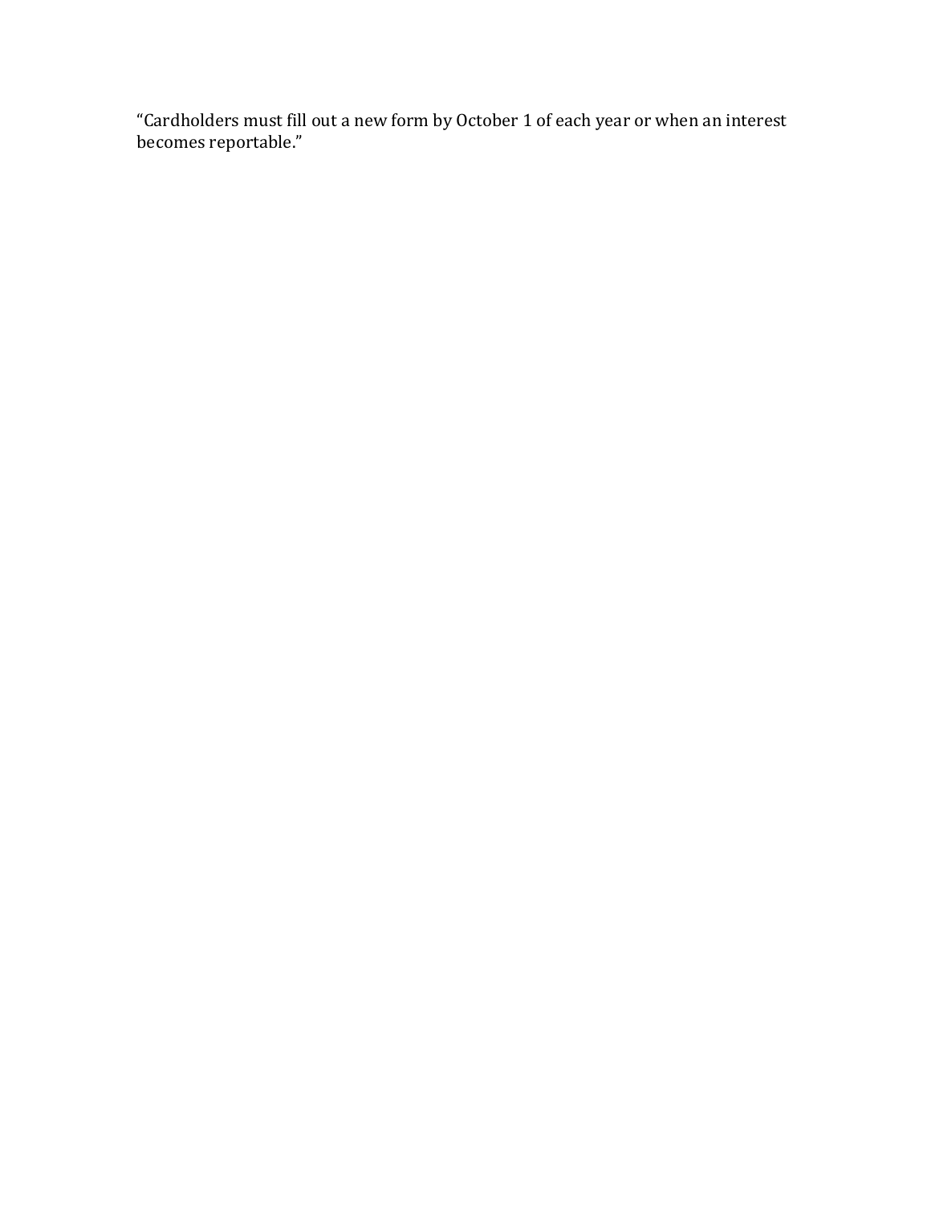"Cardholders must fill out a new form by October 1 of each year or when an interest becomes reportable."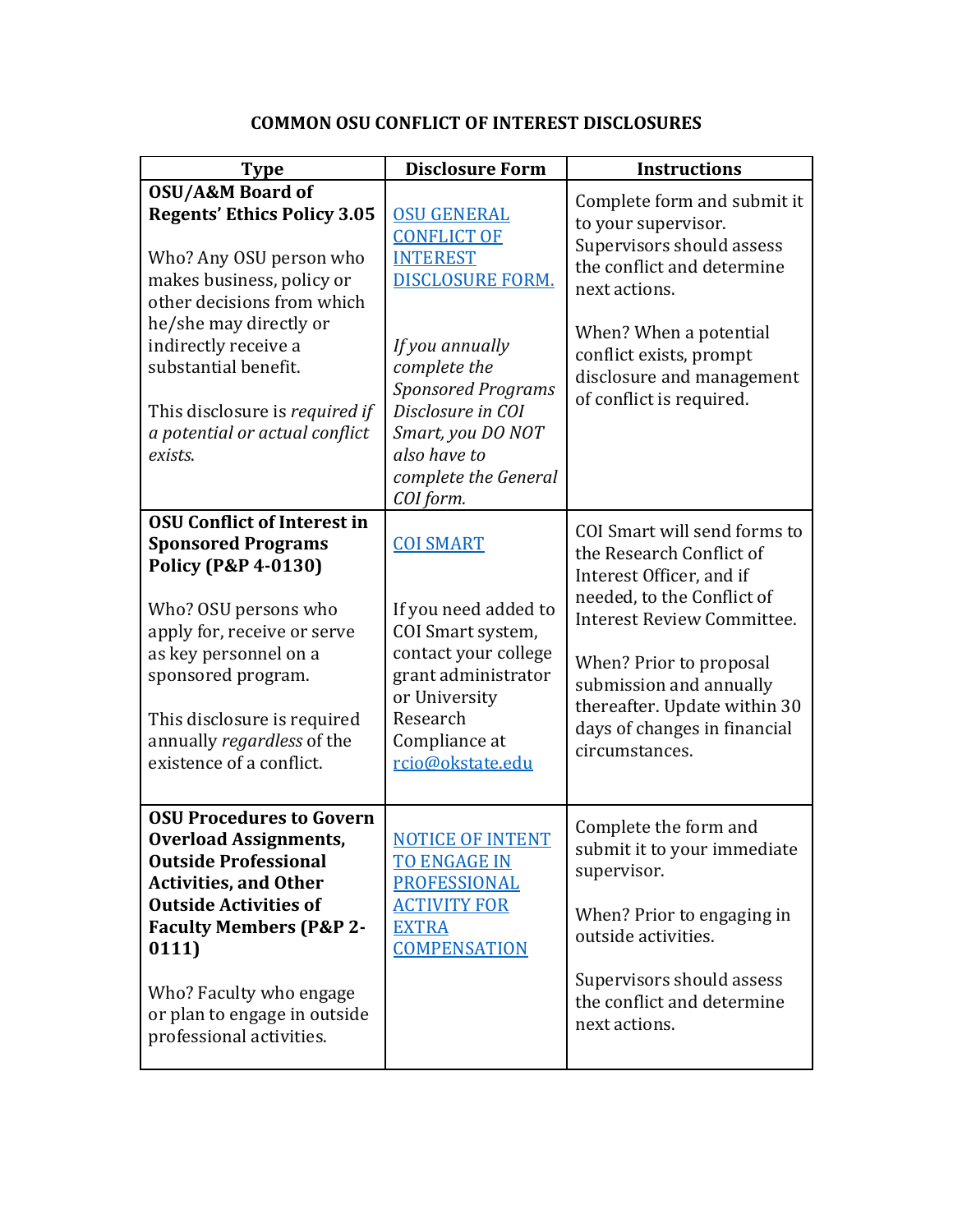# COMMON OSU CONFLICT OF INTEREST DISCLOSURES

| Type | Disclosure Form | Instructions |
|---|---|---|
| **OSU/A&M Board of Regents' Ethics Policy 3.05**<br><br>Who? Any OSU person who makes business, policy or other decisions from which he/she may directly or indirectly receive a substantial benefit.<br><br>This disclosure is *required if a potential or actual conflict exists.* | OSU GENERAL CONFLICT OF INTEREST DISCLOSURE FORM.<br><br>*If you annually complete the Sponsored Programs Disclosure in COI Smart, you DO NOT also have to complete the General COI form.* | Complete form and submit it to your supervisor. Supervisors should assess the conflict and determine next actions.<br><br>When? When a potential conflict exists, prompt disclosure and management of conflict is required. |
| **OSU Conflict of Interest in Sponsored Programs Policy (P&P 4-0130)**<br><br>Who? OSU persons who apply for, receive or serve as key personnel on a sponsored program.<br><br>This disclosure is required annually *regardless* of the existence of a conflict. | COI SMART<br><br>If you need added to COI Smart system, contact your college grant administrator or University Research Compliance at rcio@okstate.edu | COI Smart will send forms to the Research Conflict of Interest Officer, and if needed, to the Conflict of Interest Review Committee.<br><br>When? Prior to proposal submission and annually thereafter. Update within 30 days of changes in financial circumstances. |
| **OSU Procedures to Govern Overload Assignments, Outside Professional Activities, and Other Outside Activities of Faculty Members (P&P 2-0111)**<br><br>Who? Faculty who engage or plan to engage in outside professional activities. | NOTICE OF INTENT TO ENGAGE IN PROFESSIONAL ACTIVITY FOR EXTRA COMPENSATION | Complete the form and submit it to your immediate supervisor.<br><br>When? Prior to engaging in outside activities.<br><br>Supervisors should assess the conflict and determine next actions. |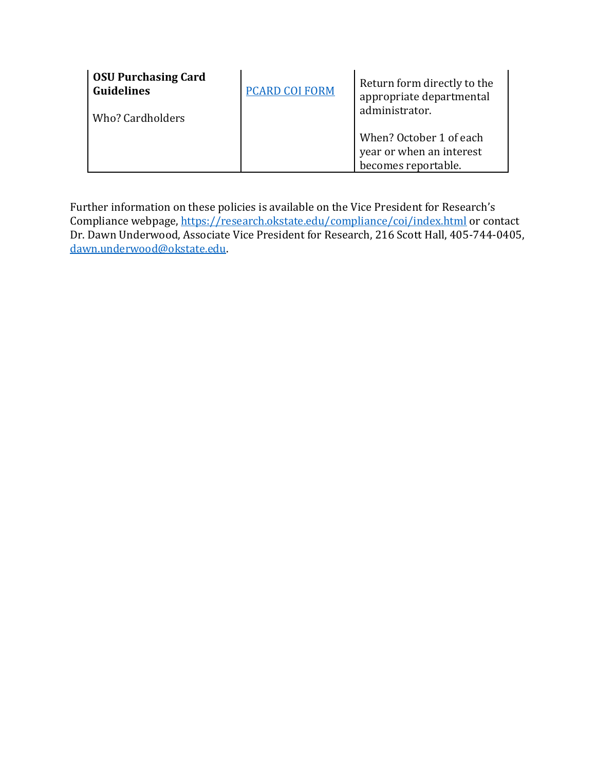| | | |
|---|---|---|
| **OSU Purchasing Card Guidelines**<br><br>Who? Cardholders | [PCARD COI FORM]() | Return form directly to the appropriate departmental administrator.<br><br>When? October 1 of each year or when an interest becomes reportable. |

Further information on these policies is available on the Vice President for Research's Compliance webpage, https://research.okstate.edu/compliance/coi/index.html or contact Dr. Dawn Underwood, Associate Vice President for Research, 216 Scott Hall, 405-744-0405, dawn.underwood@okstate.edu.